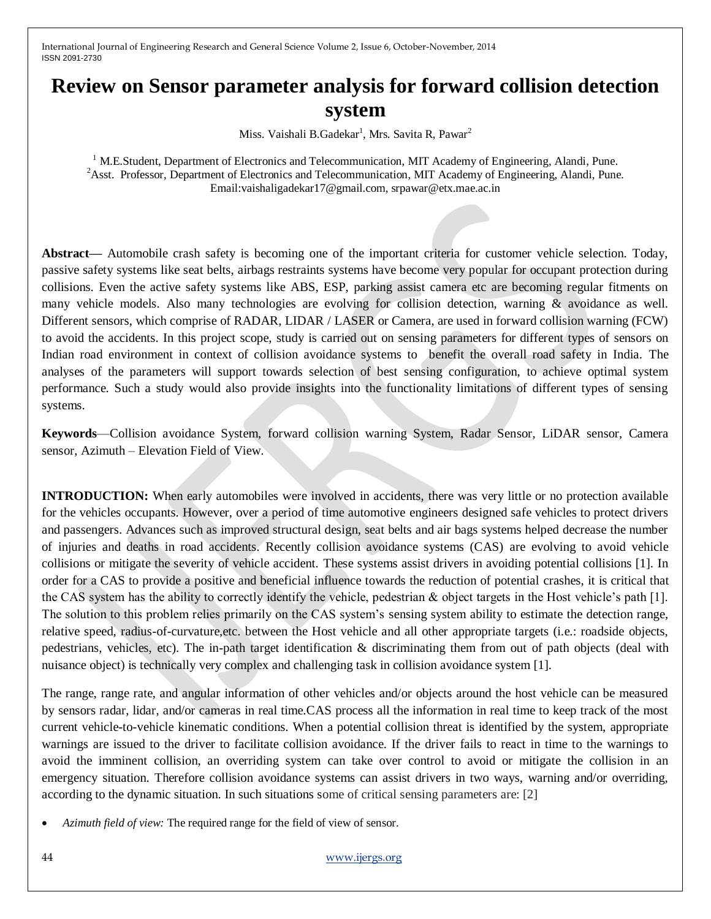# Review on Sensor parameter analysis for forward collision detection system

Miss. Vaishali B.Gadekar[1], Mrs. Savita R, Pawar[2]

[1] M.E.Student, Department of Electronics and Telecommunication, MIT Academy of Engineering, Alandi, Pune.
[2] Asst. Professor, Department of Electronics and Telecommunication, MIT Academy of Engineering, Alandi, Pune.
Email:vaishaligadekar17@gmail.com, srpawar@etx.mae.ac.in

**Abstract—** Automobile crash safety is becoming one of the important criteria for customer vehicle selection. Today, passive safety systems like seat belts, airbags restraints systems have become very popular for occupant protection during collisions. Even the active safety systems like ABS, ESP, parking assist camera etc are becoming regular fitments on many vehicle models. Also many technologies are evolving for collision detection, warning & avoidance as well. Different sensors, which comprise of RADAR, LIDAR / LASER or Camera, are used in forward collision warning (FCW) to avoid the accidents. In this project scope, study is carried out on sensing parameters for different types of sensors on Indian road environment in context of collision avoidance systems to benefit the overall road safety in India. The analyses of the parameters will support towards selection of best sensing configuration, to achieve optimal system performance. Such a study would also provide insights into the functionality limitations of different types of sensing systems.

**Keywords**—Collision avoidance System, forward collision warning System, Radar Sensor, LiDAR sensor, Camera sensor, Azimuth – Elevation Field of View.

**INTRODUCTION:** When early automobiles were involved in accidents, there was very little or no protection available for the vehicles occupants. However, over a period of time automotive engineers designed safe vehicles to protect drivers and passengers. Advances such as improved structural design, seat belts and air bags systems helped decrease the number of injuries and deaths in road accidents. Recently collision avoidance systems (CAS) are evolving to avoid vehicle collisions or mitigate the severity of vehicle accident. These systems assist drivers in avoiding potential collisions [1]. In order for a CAS to provide a positive and beneficial influence towards the reduction of potential crashes, it is critical that the CAS system has the ability to correctly identify the vehicle, pedestrian & object targets in the Host vehicle's path [1]. The solution to this problem relies primarily on the CAS system's sensing system ability to estimate the detection range, relative speed, radius-of-curvature,etc. between the Host vehicle and all other appropriate targets (i.e.: roadside objects, pedestrians, vehicles, etc). The in-path target identification & discriminating them from out of path objects (deal with nuisance object) is technically very complex and challenging task in collision avoidance system [1].

The range, range rate, and angular information of other vehicles and/or objects around the host vehicle can be measured by sensors radar, lidar, and/or cameras in real time.CAS process all the information in real time to keep track of the most current vehicle-to-vehicle kinematic conditions. When a potential collision threat is identified by the system, appropriate warnings are issued to the driver to facilitate collision avoidance. If the driver fails to react in time to the warnings to avoid the imminent collision, an overriding system can take over control to avoid or mitigate the collision in an emergency situation. Therefore collision avoidance systems can assist drivers in two ways, warning and/or overriding, according to the dynamic situation. In such situations some of critical sensing parameters are: [2]

- *Azimuth field of view:* The required range for the field of view of sensor.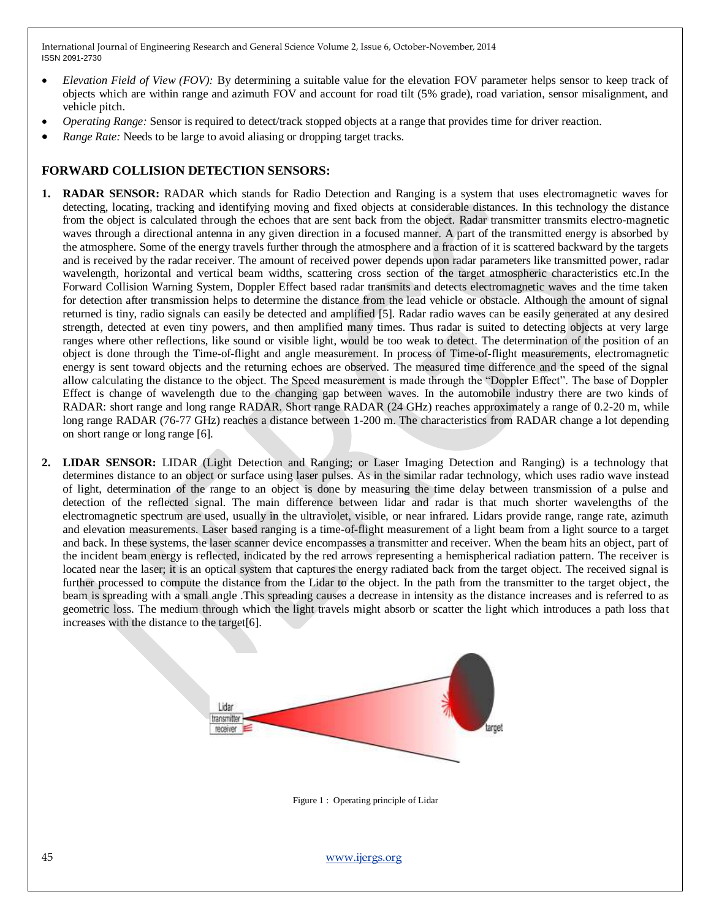- *Elevation Field of View (FOV):* By determining a suitable value for the elevation FOV parameter helps sensor to keep track of objects which are within range and azimuth FOV and account for road tilt (5% grade), road variation, sensor misalignment, and vehicle pitch.
- *Operating Range:* Sensor is required to detect/track stopped objects at a range that provides time for driver reaction.
- *Range Rate:* Needs to be large to avoid aliasing or dropping target tracks.

## FORWARD COLLISION DETECTION SENSORS:

1. **RADAR SENSOR:** RADAR which stands for Radio Detection and Ranging is a system that uses electromagnetic waves for detecting, locating, tracking and identifying moving and fixed objects at considerable distances. In this technology the distance from the object is calculated through the echoes that are sent back from the object. Radar transmitter transmits electro-magnetic waves through a directional antenna in any given direction in a focused manner. A part of the transmitted energy is absorbed by the atmosphere. Some of the energy travels further through the atmosphere and a fraction of it is scattered backward by the targets and is received by the radar receiver. The amount of received power depends upon radar parameters like transmitted power, radar wavelength, horizontal and vertical beam widths, scattering cross section of the target atmospheric characteristics etc.In the Forward Collision Warning System, Doppler Effect based radar transmits and detects electromagnetic waves and the time taken for detection after transmission helps to determine the distance from the lead vehicle or obstacle. Although the amount of signal returned is tiny, radio signals can easily be detected and amplified [5]. Radar radio waves can be easily generated at any desired strength, detected at even tiny powers, and then amplified many times. Thus radar is suited to detecting objects at very large ranges where other reflections, like sound or visible light, would be too weak to detect. The determination of the position of an object is done through the Time-of-flight and angle measurement. In process of Time-of-flight measurements, electromagnetic energy is sent toward objects and the returning echoes are observed. The measured time difference and the speed of the signal allow calculating the distance to the object. The Speed measurement is made through the "Doppler Effect". The base of Doppler Effect is change of wavelength due to the changing gap between waves. In the automobile industry there are two kinds of RADAR: short range and long range RADAR. Short range RADAR (24 GHz) reaches approximately a range of 0.2-20 m, while long range RADAR (76-77 GHz) reaches a distance between 1-200 m. The characteristics from RADAR change a lot depending on short range or long range [6].

2. **LIDAR SENSOR:** LIDAR (Light Detection and Ranging; or Laser Imaging Detection and Ranging) is a technology that determines distance to an object or surface using laser pulses. As in the similar radar technology, which uses radio wave instead of light, determination of the range to an object is done by measuring the time delay between transmission of a pulse and detection of the reflected signal. The main difference between lidar and radar is that much shorter wavelengths of the electromagnetic spectrum are used, usually in the ultraviolet, visible, or near infrared. Lidars provide range, range rate, azimuth and elevation measurements. Laser based ranging is a time-of-flight measurement of a light beam from a light source to a target and back. In these systems, the laser scanner device encompasses a transmitter and receiver. When the beam hits an object, part of the incident beam energy is reflected, indicated by the red arrows representing a hemispherical radiation pattern. The receiver is located near the laser; it is an optical system that captures the energy radiated back from the target object. The received signal is further processed to compute the distance from the Lidar to the object. In the path from the transmitter to the target object, the beam is spreading with a small angle .This spreading causes a decrease in intensity as the distance increases and is referred to as geometric loss. The medium through which the light travels might absorb or scatter the light which introduces a path loss that increases with the distance to the target[6].

Figure 1 : Operating principle of Lidar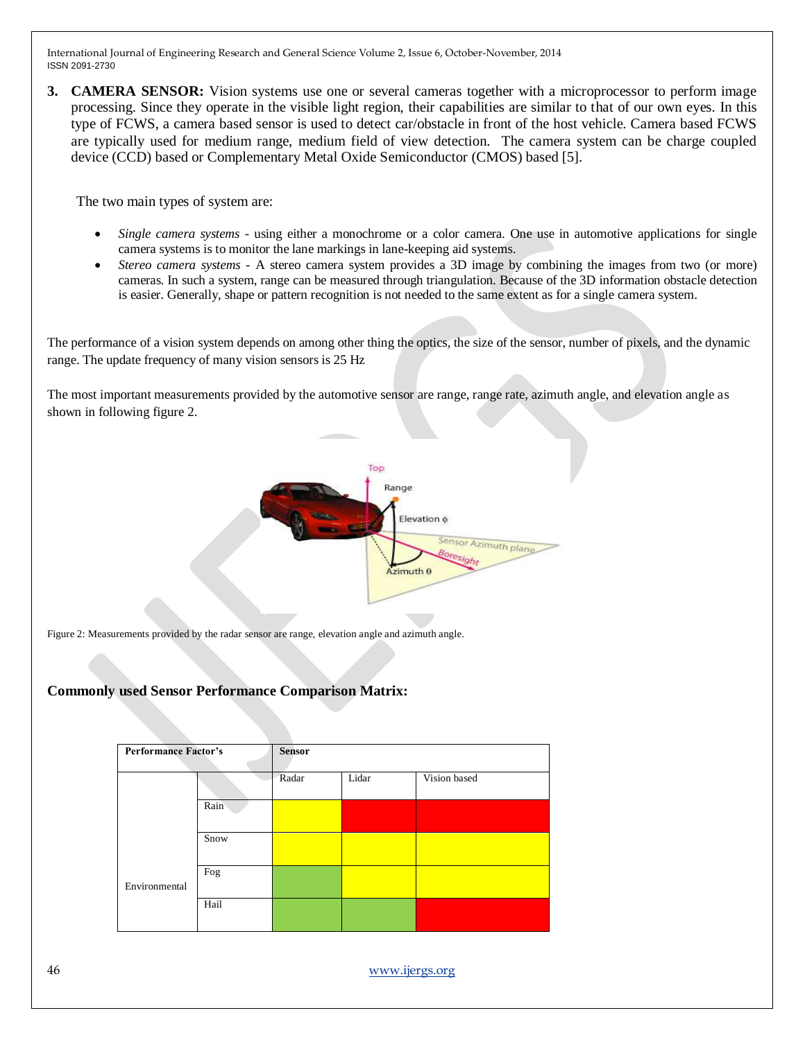3. **CAMERA SENSOR:** Vision systems use one or several cameras together with a microprocessor to perform image processing. Since they operate in the visible light region, their capabilities are similar to that of our own eyes. In this type of FCWS, a camera based sensor is used to detect car/obstacle in front of the host vehicle. Camera based FCWS are typically used for medium range, medium field of view detection. The camera system can be charge coupled device (CCD) based or Complementary Metal Oxide Semiconductor (CMOS) based [5].

The two main types of system are:

- *Single camera systems* - using either a monochrome or a color camera. One use in automotive applications for single camera systems is to monitor the lane markings in lane-keeping aid systems.
- *Stereo camera systems* - A stereo camera system provides a 3D image by combining the images from two (or more) cameras. In such a system, range can be measured through triangulation. Because of the 3D information obstacle detection is easier. Generally, shape or pattern recognition is not needed to the same extent as for a single camera system.

The performance of a vision system depends on among other thing the optics, the size of the sensor, number of pixels, and the dynamic range. The update frequency of many vision sensors is 25 Hz

The most important measurements provided by the automotive sensor are range, range rate, azimuth angle, and elevation angle as shown in following figure 2.

Figure 2: Measurements provided by the radar sensor are range, elevation angle and azimuth angle.

**Commonly used Sensor Performance Comparison Matrix:**

| **Performance Factor's** | | **Sensor** | | |
|---|---|---|---|---|
| | | Radar | Lidar | Vision based |
| Environmental | Rain | | | |
| | Snow | | | |
| | Fog | | | |
| | Hail | | | |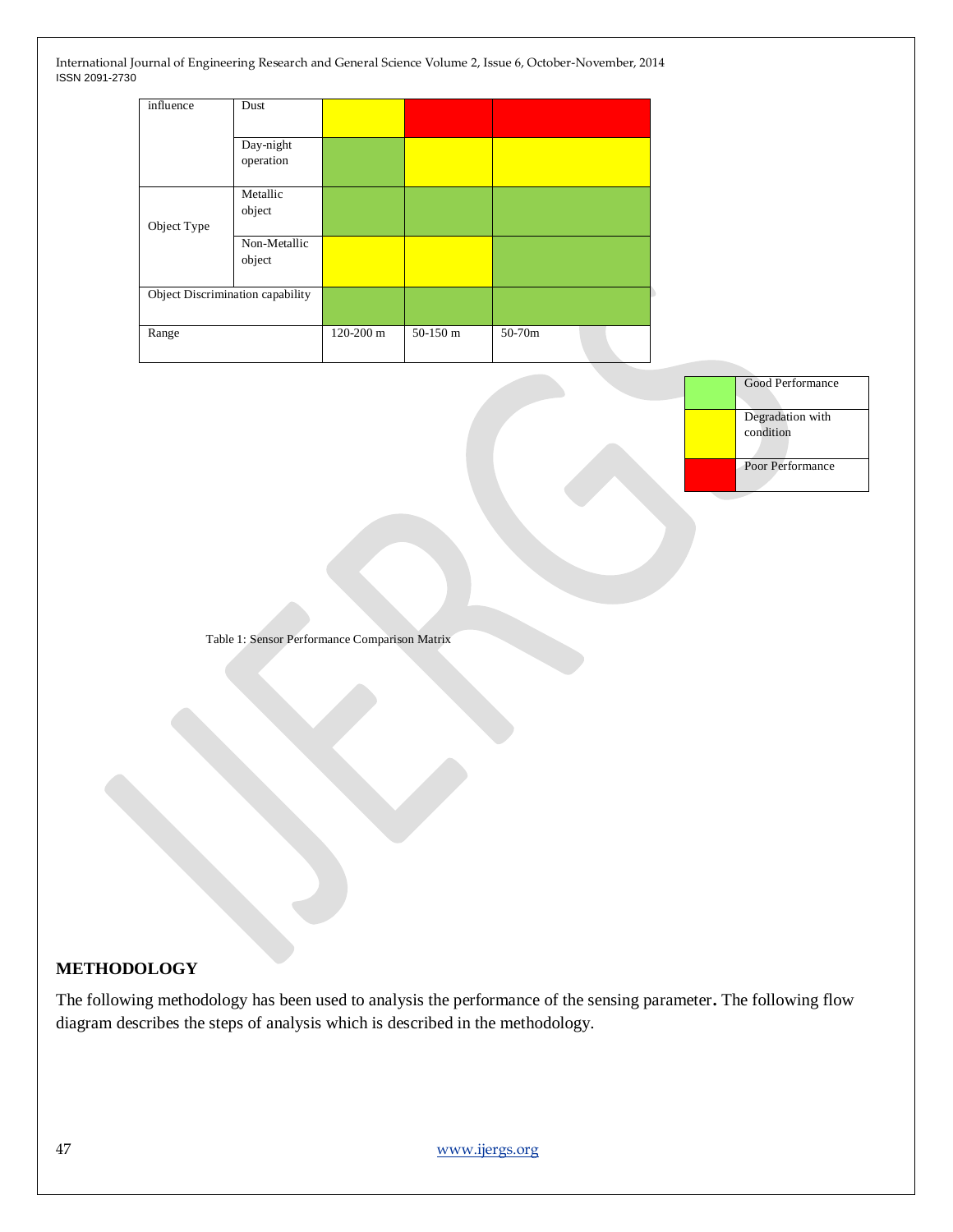| | | | | |
|---|---|---|---|---|
| influence | Dust | Degradation with condition | Poor Performance | Poor Performance |
| | Day-night operation | Good Performance | Degradation with condition | Degradation with condition |
| Object Type | Metallic object | Good Performance | Good Performance | Good Performance |
| | Non-Metallic object | Degradation with condition | Degradation with condition | Good Performance |
| Object Discrimination capability | | Good Performance | Good Performance | Good Performance |
| Range | | 120-200 m | 50-150 m | 50-70m |

| Color | Legend |
|---|---|
| Green | Good Performance |
| Yellow | Degradation with condition |
| Red | Poor Performance |

Table 1: Sensor Performance Comparison Matrix

## METHODOLOGY

The following methodology has been used to analysis the performance of the sensing parameter**.** The following flow diagram describes the steps of analysis which is described in the methodology.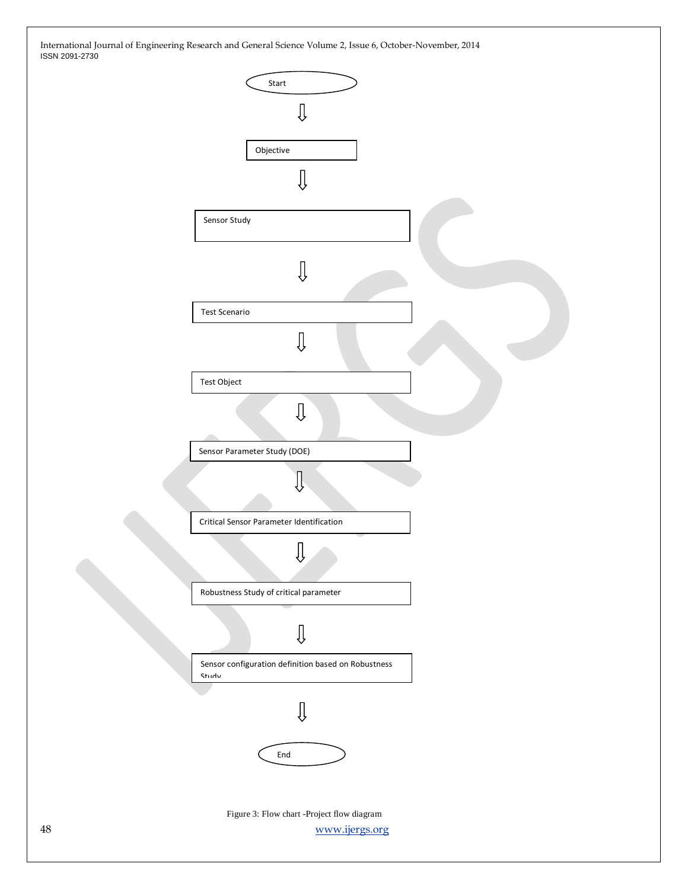Start

⇩

Objective

⇩

Sensor Study

⇩

Test Scenario

⇩

Test Object

⇩

Sensor Parameter Study (DOE)

⇩

Critical Sensor Parameter Identification

⇩

Robustness Study of critical parameter

⇩

Sensor configuration definition based on Robustness Study

⇩

End

Figure 3: Flow chart -Project flow diagram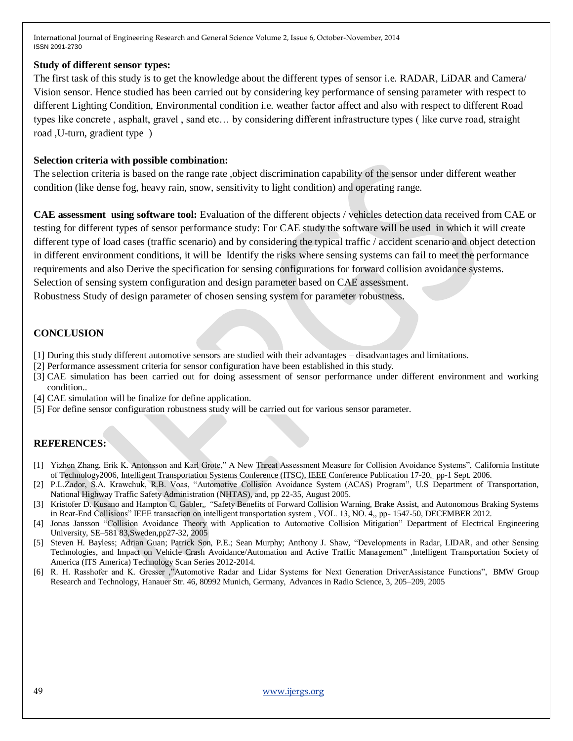**Study of different sensor types:**

The first task of this study is to get the knowledge about the different types of sensor i.e. RADAR, LiDAR and Camera/ Vision sensor. Hence studied has been carried out by considering key performance of sensing parameter with respect to different Lighting Condition, Environmental condition i.e. weather factor affect and also with respect to different Road types like concrete , asphalt, gravel , sand etc… by considering different infrastructure types ( like curve road, straight road ,U-turn, gradient type )

**Selection criteria with possible combination:**

The selection criteria is based on the range rate ,object discrimination capability of the sensor under different weather condition (like dense fog, heavy rain, snow, sensitivity to light condition) and operating range.

**CAE assessment using software tool:** Evaluation of the different objects / vehicles detection data received from CAE or testing for different types of sensor performance study: For CAE study the software will be used in which it will create different type of load cases (traffic scenario) and by considering the typical traffic / accident scenario and object detection in different environment conditions, it will be Identify the risks where sensing systems can fail to meet the performance requirements and also Derive the specification for sensing configurations for forward collision avoidance systems.
Selection of sensing system configuration and design parameter based on CAE assessment.
Robustness Study of design parameter of chosen sensing system for parameter robustness.

## CONCLUSION

[1] During this study different automotive sensors are studied with their advantages – disadvantages and limitations.
[2] Performance assessment criteria for sensor configuration have been established in this study.
[3] CAE simulation has been carried out for doing assessment of sensor performance under different environment and working condition..
[4] CAE simulation will be finalize for define application.
[5] For define sensor configuration robustness study will be carried out for various sensor parameter.

## REFERENCES:

[1] Yizhen Zhang, Erik K. Antonsson and Karl Grote," A New Threat Assessment Measure for Collision Avoidance Systems", California Institute of Technology2006, Intelligent Transportation Systems Conference (ITSC), IEEE Conference Publication 17-20, pp-1 Sept. 2006.
[2] P.L.Zador, S.A. Krawchuk, R.B. Voas, "Automotive Collision Avoidance System (ACAS) Program", U.S Department of Transportation, National Highway Traffic Safety Administration (NHTAS), and, pp 22-35, August 2005.
[3] Kristofer D. Kusano and Hampton C. Gabler,, "Safety Benefits of Forward Collision Warning, Brake Assist, and Autonomous Braking Systems in Rear-End Collisions" IEEE transaction on intelligent transportation system , VOL. 13, NO. 4,, pp- 1547-50, DECEMBER 2012.
[4] Jonas Jansson "Collision Avoidance Theory with Application to Automotive Collision Mitigation" Department of Electrical Engineering University, SE–581 83,Sweden,pp27-32, 2005
[5] Steven H. Bayless; Adrian Guan; Patrick Son, P.E.; Sean Murphy; Anthony J. Shaw, "Developments in Radar, LIDAR, and other Sensing Technologies, and Impact on Vehicle Crash Avoidance/Automation and Active Traffic Management" ,Intelligent Transportation Society of America (ITS America) Technology Scan Series 2012-2014.
[6] R. H. Rasshofer and K. Gresser ,"Automotive Radar and Lidar Systems for Next Generation DriverAssistance Functions", BMW Group Research and Technology, Hanauer Str. 46, 80992 Munich, Germany, Advances in Radio Science, 3, 205–209, 2005